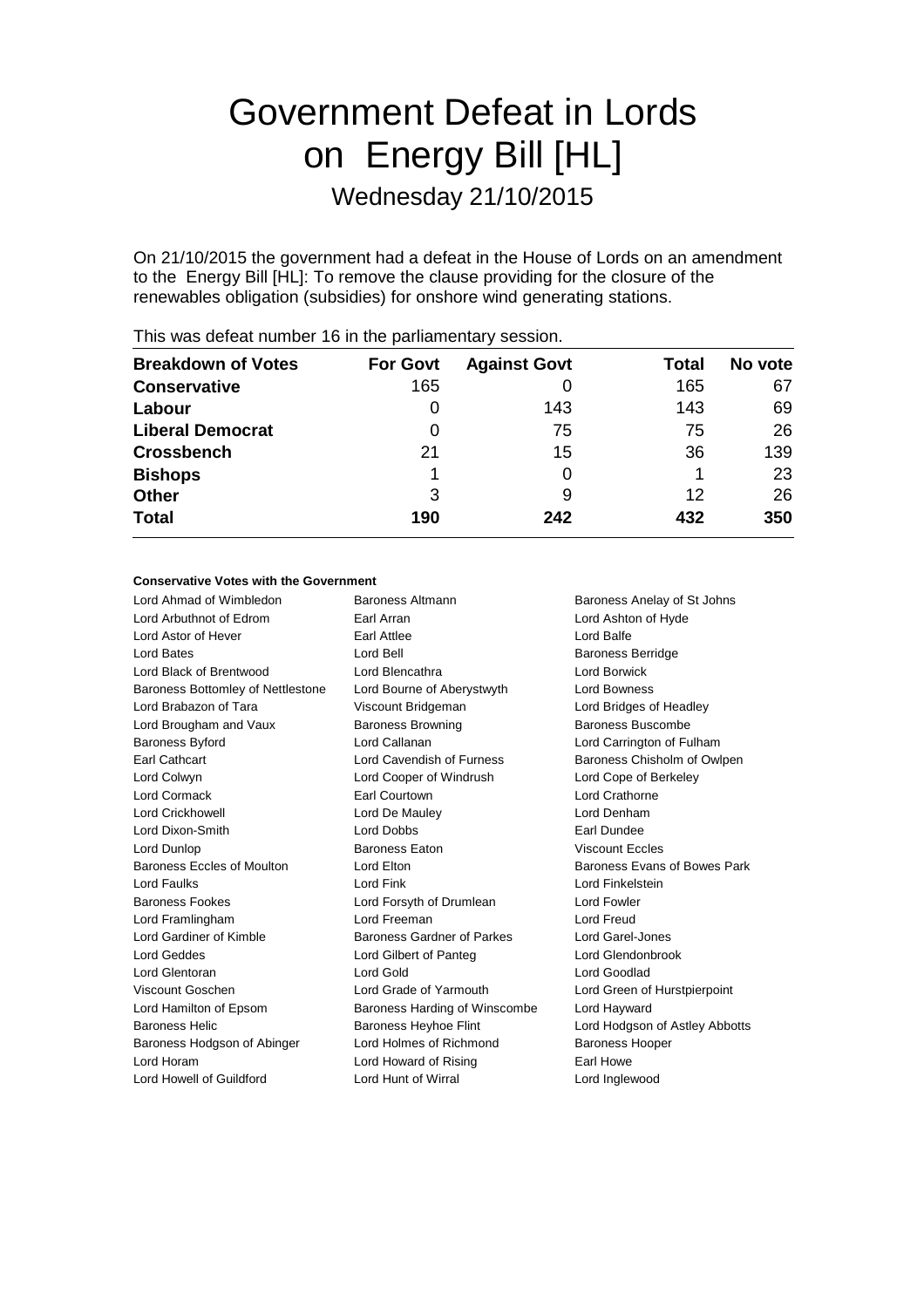# Government Defeat in Lords on Energy Bill [HL]

## Wednesday 21/10/2015

On 21/10/2015 the government had a defeat in the House of Lords on an amendment to the Energy Bill [HL]: To remove the clause providing for the closure of the renewables obligation (subsidies) for onshore wind generating stations.

This was defeat number 16 in the parliamentary session.

| Breakdown of Votes | For Govt | Against Govt | Total | No vote |
|---|---|---|---|---|
| **Conservative** | 165 | 0 | 165 | 67 |
| **Labour** | 0 | 143 | 143 | 69 |
| **Liberal Democrat** | 0 | 75 | 75 | 26 |
| **Crossbench** | 21 | 15 | 36 | 139 |
| **Bishops** | 1 | 0 | 1 | 23 |
| **Other** | 3 | 9 | 12 | 26 |
| **Total** | 190 | 242 | 432 | 350 |

**Conservative Votes with the Government**

| | | |
|---|---|---|
| Lord Ahmad of Wimbledon | Baroness Altmann | Baroness Anelay of St Johns |
| Lord Arbuthnot of Edrom | Earl Arran | Lord Ashton of Hyde |
| Lord Astor of Hever | Earl Attlee | Lord Balfe |
| Lord Bates | Lord Bell | Baroness Berridge |
| Lord Black of Brentwood | Lord Blencathra | Lord Borwick |
| Baroness Bottomley of Nettlestone | Lord Bourne of Aberystwyth | Lord Bowness |
| Lord Brabazon of Tara | Viscount Bridgeman | Lord Bridges of Headley |
| Lord Brougham and Vaux | Baroness Browning | Baroness Buscombe |
| Baroness Byford | Lord Callanan | Lord Carrington of Fulham |
| Earl Cathcart | Lord Cavendish of Furness | Baroness Chisholm of Owlpen |
| Lord Colwyn | Lord Cooper of Windrush | Lord Cope of Berkeley |
| Lord Cormack | Earl Courtown | Lord Crathorne |
| Lord Crickhowell | Lord De Mauley | Lord Denham |
| Lord Dixon-Smith | Lord Dobbs | Earl Dundee |
| Lord Dunlop | Baroness Eaton | Viscount Eccles |
| Baroness Eccles of Moulton | Lord Elton | Baroness Evans of Bowes Park |
| Lord Faulks | Lord Fink | Lord Finkelstein |
| Baroness Fookes | Lord Forsyth of Drumlean | Lord Fowler |
| Lord Framlingham | Lord Freeman | Lord Freud |
| Lord Gardiner of Kimble | Baroness Gardner of Parkes | Lord Garel-Jones |
| Lord Geddes | Lord Gilbert of Panteg | Lord Glendonbrook |
| Lord Glentoran | Lord Gold | Lord Goodlad |
| Viscount Goschen | Lord Grade of Yarmouth | Lord Green of Hurstpierpoint |
| Lord Hamilton of Epsom | Baroness Harding of Winscombe | Lord Hayward |
| Baroness Helic | Baroness Heyhoe Flint | Lord Hodgson of Astley Abbotts |
| Baroness Hodgson of Abinger | Lord Holmes of Richmond | Baroness Hooper |
| Lord Horam | Lord Howard of Rising | Earl Howe |
| Lord Howell of Guildford | Lord Hunt of Wirral | Lord Inglewood |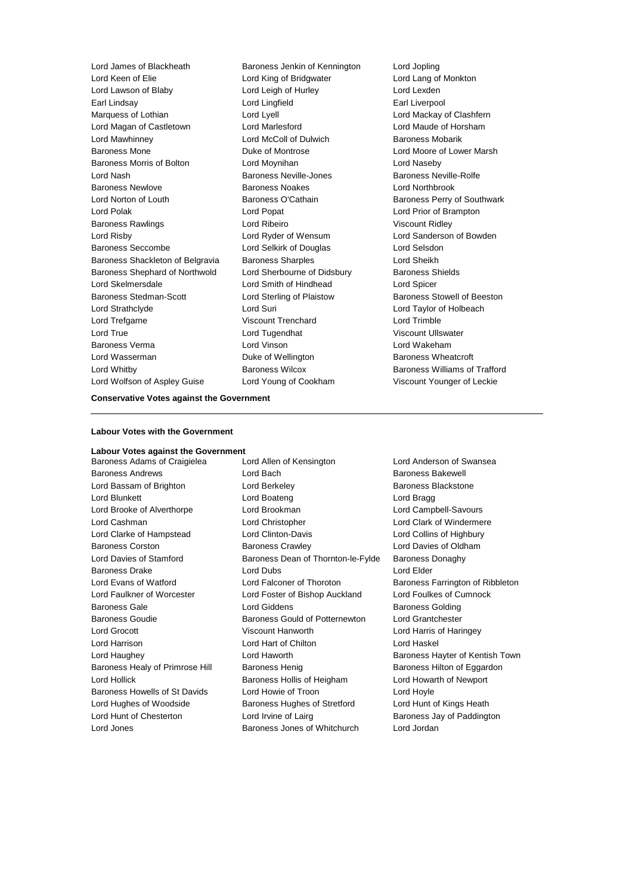Lord James of Blackheath
Baroness Jenkin of Kennington
Lord Jopling
Lord Keen of Elie
Lord King of Bridgwater
Lord Lang of Monkton
Lord Lawson of Blaby
Lord Leigh of Hurley
Lord Lexden
Earl Lindsay
Lord Lingfield
Earl Liverpool
Marquess of Lothian
Lord Lyell
Lord Mackay of Clashfern
Lord Magan of Castletown
Lord Marlesford
Lord Maude of Horsham
Lord Mawhinney
Lord McColl of Dulwich
Baroness Mobarik
Baroness Mone
Duke of Montrose
Lord Moore of Lower Marsh
Baroness Morris of Bolton
Lord Moynihan
Lord Naseby
Lord Nash
Baroness Neville-Jones
Baroness Neville-Rolfe
Baroness Newlove
Baroness Noakes
Lord Northbrook
Lord Norton of Louth
Baroness O'Cathain
Baroness Perry of Southwark
Lord Polak
Lord Popat
Lord Prior of Brampton
Baroness Rawlings
Lord Ribeiro
Viscount Ridley
Lord Risby
Lord Ryder of Wensum
Lord Sanderson of Bowden
Baroness Seccombe
Lord Selkirk of Douglas
Lord Selsdon
Baroness Shackleton of Belgravia
Baroness Sharples
Lord Sheikh
Baroness Shephard of Northwold
Lord Sherbourne of Didsbury
Baroness Shields
Lord Skelmersdale
Lord Smith of Hindhead
Lord Spicer
Baroness Stedman-Scott
Lord Sterling of Plaistow
Baroness Stowell of Beeston
Lord Strathclyde
Lord Suri
Lord Taylor of Holbeach
Lord Trefgarne
Viscount Trenchard
Lord Trimble
Lord True
Lord Tugendhat
Viscount Ullswater
Baroness Verma
Lord Vinson
Lord Wakeham
Lord Wasserman
Duke of Wellington
Baroness Wheatcroft
Lord Whitby
Baroness Wilcox
Baroness Williams of Trafford
Lord Wolfson of Aspley Guise
Lord Young of Cookham
Viscount Younger of Leckie

**Conservative Votes against the Government**

---

**Labour Votes with the Government**

**Labour Votes against the Government**

Baroness Adams of Craigielea
Lord Allen of Kensington
Lord Anderson of Swansea
Baroness Andrews
Lord Bach
Baroness Bakewell
Lord Bassam of Brighton
Lord Berkeley
Baroness Blackstone
Lord Blunkett
Lord Boateng
Lord Bragg
Lord Brooke of Alverthorpe
Lord Brookman
Lord Campbell-Savours
Lord Cashman
Lord Christopher
Lord Clark of Windermere
Lord Clarke of Hampstead
Lord Clinton-Davis
Lord Collins of Highbury
Baroness Corston
Baroness Crawley
Lord Davies of Oldham
Lord Davies of Stamford
Baroness Dean of Thornton-le-Fylde
Baroness Donaghy
Baroness Drake
Lord Dubs
Lord Elder
Lord Evans of Watford
Lord Falconer of Thoroton
Baroness Farrington of Ribbleton
Lord Faulkner of Worcester
Lord Foster of Bishop Auckland
Lord Foulkes of Cumnock
Baroness Gale
Lord Giddens
Baroness Golding
Baroness Goudie
Baroness Gould of Potternewton
Lord Grantchester
Lord Grocott
Viscount Hanworth
Lord Harris of Haringey
Lord Harrison
Lord Hart of Chilton
Lord Haskel
Lord Haughey
Lord Haworth
Baroness Hayter of Kentish Town
Baroness Healy of Primrose Hill
Baroness Henig
Baroness Hilton of Eggardon
Lord Hollick
Baroness Hollis of Heigham
Lord Howarth of Newport
Baroness Howells of St Davids
Lord Howie of Troon
Lord Hoyle
Lord Hughes of Woodside
Baroness Hughes of Stretford
Lord Hunt of Kings Heath
Lord Hunt of Chesterton
Lord Irvine of Lairg
Baroness Jay of Paddington
Lord Jones
Baroness Jones of Whitchurch
Lord Jordan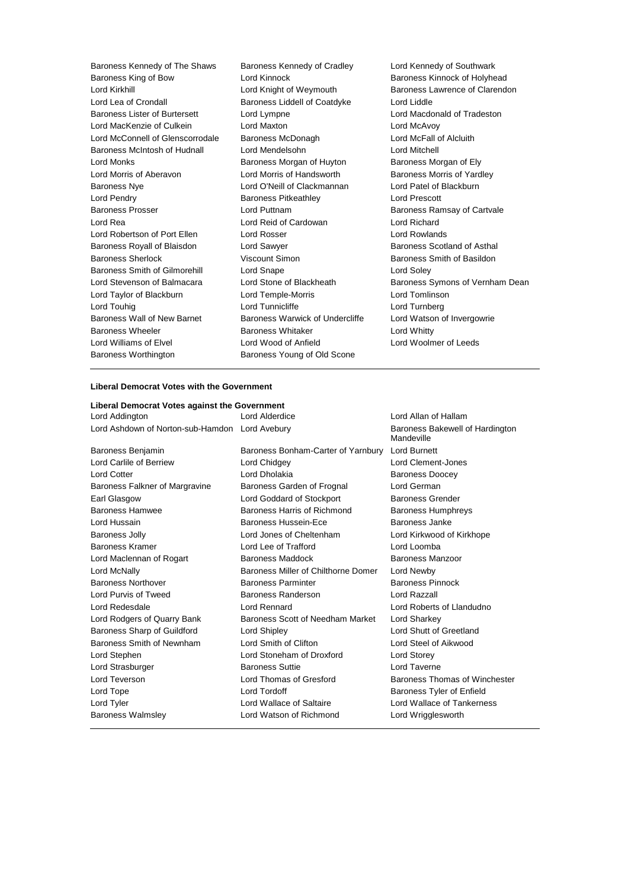Baroness Kennedy of The Shaws
Baroness Kennedy of Cradley
Lord Kennedy of Southwark
Baroness King of Bow
Lord Kinnock
Baroness Kinnock of Holyhead
Lord Kirkhill
Lord Knight of Weymouth
Baroness Lawrence of Clarendon
Lord Lea of Crondall
Baroness Liddell of Coatdyke
Lord Liddle
Baroness Lister of Burtersett
Lord Lympne
Lord Macdonald of Tradeston
Lord MacKenzie of Culkein
Lord Maxton
Lord McAvoy
Lord McConnell of Glenscorrodale
Baroness McDonagh
Lord McFall of Alcluith
Baroness McIntosh of Hudnall
Lord Mendelsohn
Lord Mitchell
Lord Monks
Baroness Morgan of Huyton
Baroness Morgan of Ely
Lord Morris of Aberavon
Lord Morris of Handsworth
Baroness Morris of Yardley
Baroness Nye
Lord O'Neill of Clackmannan
Lord Patel of Blackburn
Lord Pendry
Baroness Pitkeathley
Lord Prescott
Baroness Prosser
Lord Puttnam
Baroness Ramsay of Cartvale
Lord Rea
Lord Reid of Cardowan
Lord Richard
Lord Robertson of Port Ellen
Lord Rosser
Lord Rowlands
Baroness Royall of Blaisdon
Lord Sawyer
Baroness Scotland of Asthal
Baroness Sherlock
Viscount Simon
Baroness Smith of Basildon
Baroness Smith of Gilmorehill
Lord Snape
Lord Soley
Lord Stevenson of Balmacara
Lord Stone of Blackheath
Baroness Symons of Vernham Dean
Lord Taylor of Blackburn
Lord Temple-Morris
Lord Tomlinson
Lord Touhig
Lord Tunnicliffe
Lord Turnberg
Baroness Wall of New Barnet
Baroness Warwick of Undercliffe
Lord Watson of Invergowrie
Baroness Wheeler
Baroness Whitaker
Lord Whitty
Lord Williams of Elvel
Lord Wood of Anfield
Lord Woolmer of Leeds
Baroness Worthington
Baroness Young of Old Scone

**Liberal Democrat Votes with the Government**

**Liberal Democrat Votes against the Government**

Lord Addington
Lord Alderdice
Lord Allan of Hallam
Lord Ashdown of Norton-sub-Hamdon
Lord Avebury
Baroness Bakewell of Hardington Mandeville
Baroness Benjamin
Baroness Bonham-Carter of Yarnbury
Lord Burnett
Lord Carlile of Berriew
Lord Chidgey
Lord Clement-Jones
Lord Cotter
Lord Dholakia
Baroness Doocey
Baroness Falkner of Margravine
Baroness Garden of Frognal
Lord German
Earl Glasgow
Lord Goddard of Stockport
Baroness Grender
Baroness Hamwee
Baroness Harris of Richmond
Baroness Humphreys
Lord Hussain
Baroness Hussein-Ece
Baroness Janke
Baroness Jolly
Lord Jones of Cheltenham
Lord Kirkwood of Kirkhope
Baroness Kramer
Lord Lee of Trafford
Lord Loomba
Lord Maclennan of Rogart
Baroness Maddock
Baroness Manzoor
Lord McNally
Baroness Miller of Chilthorne Domer
Lord Newby
Baroness Northover
Baroness Parminter
Baroness Pinnock
Lord Purvis of Tweed
Baroness Randerson
Lord Razzall
Lord Redesdale
Lord Rennard
Lord Roberts of Llandudno
Lord Rodgers of Quarry Bank
Baroness Scott of Needham Market
Lord Sharkey
Baroness Sharp of Guildford
Lord Shipley
Lord Shutt of Greetland
Baroness Smith of Newnham
Lord Smith of Clifton
Lord Steel of Aikwood
Lord Stephen
Lord Stoneham of Droxford
Lord Storey
Lord Strasburger
Baroness Suttie
Lord Taverne
Lord Teverson
Lord Thomas of Gresford
Baroness Thomas of Winchester
Lord Tope
Lord Tordoff
Baroness Tyler of Enfield
Lord Tyler
Lord Wallace of Saltaire
Lord Wallace of Tankerness
Baroness Walmsley
Lord Watson of Richmond
Lord Wrigglesworth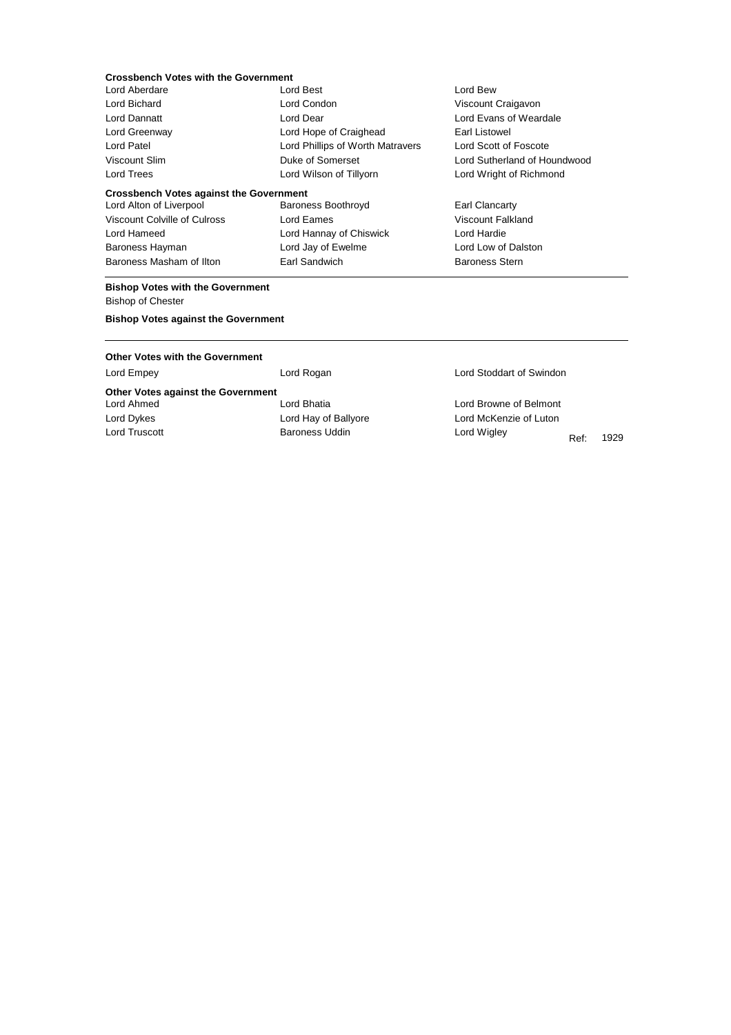**Crossbench Votes with the Government**

Lord Aberdare, Lord Best, Lord Bew, Lord Bichard, Lord Condon, Viscount Craigavon, Lord Dannatt, Lord Dear, Lord Evans of Weardale, Lord Greenway, Lord Hope of Craighead, Earl Listowel, Lord Patel, Lord Phillips of Worth Matravers, Lord Scott of Foscote, Viscount Slim, Duke of Somerset, Lord Sutherland of Houndwood, Lord Trees, Lord Wilson of Tillyorn, Lord Wright of Richmond

**Crossbench Votes against the Government**

Lord Alton of Liverpool, Baroness Boothroyd, Earl Clancarty, Viscount Colville of Culross, Lord Eames, Viscount Falkland, Lord Hameed, Lord Hannay of Chiswick, Lord Hardie, Baroness Hayman, Lord Jay of Ewelme, Lord Low of Dalston, Baroness Masham of Ilton, Earl Sandwich, Baroness Stern

**Bishop Votes with the Government**

Bishop of Chester

**Bishop Votes against the Government**

**Other Votes with the Government**

Lord Empey, Lord Rogan, Lord Stoddart of Swindon

**Other Votes against the Government**

Lord Ahmed, Lord Bhatia, Lord Browne of Belmont, Lord Dykes, Lord Hay of Ballyore, Lord McKenzie of Luton, Lord Truscott, Baroness Uddin, Lord Wigley

Ref: 1929